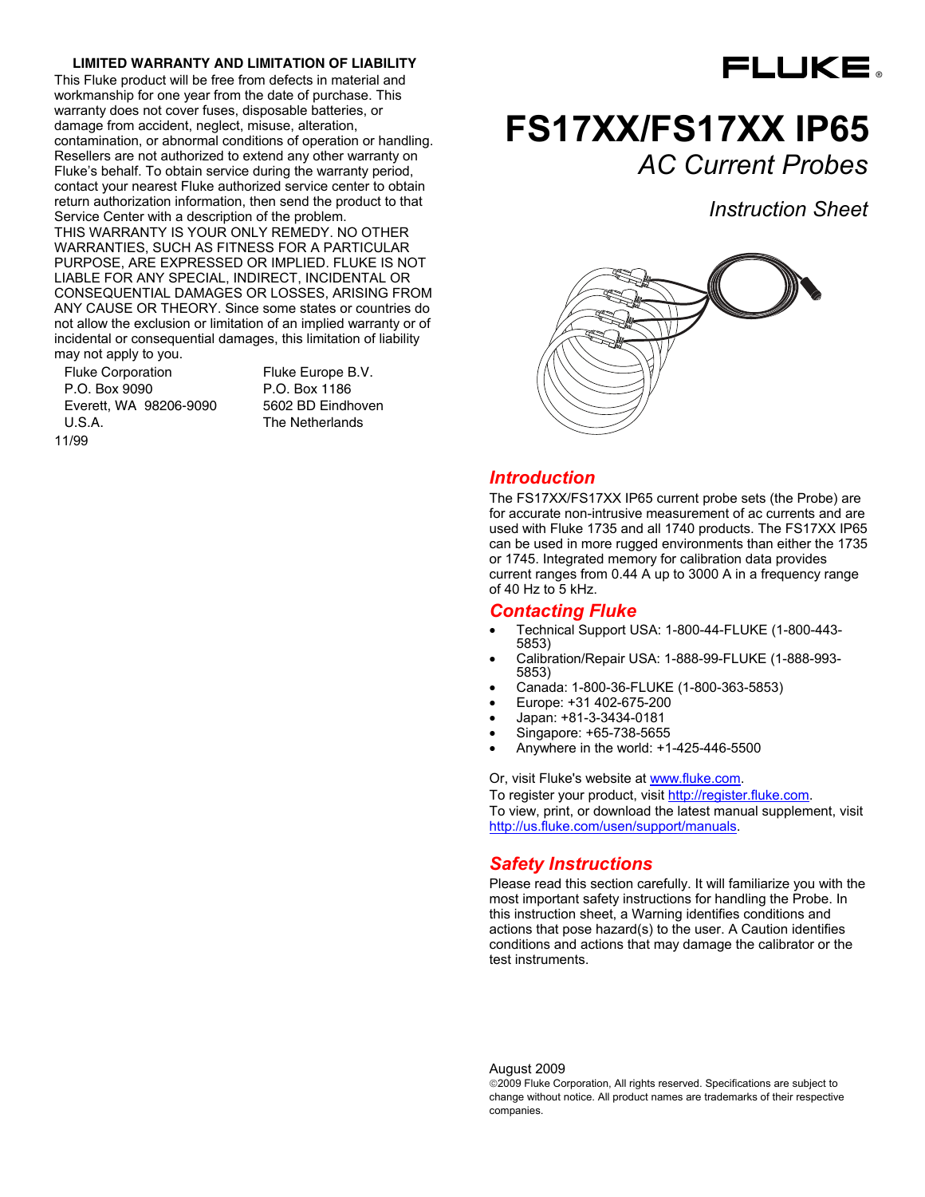**LIMITED WARRANTY AND LIMITATION OF LIABILITY**

This Fluke product will be free from defects in material and workmanship for one year from the date of purchase. This warranty does not cover fuses, disposable batteries, or damage from accident, neglect, misuse, alteration, contamination, or abnormal conditions of operation or handling. Resellers are not authorized to extend any other warranty on Fluke's behalf. To obtain service during the warranty period, contact your nearest Fluke authorized service center to obtain return authorization information, then send the product to that Service Center with a description of the problem.

THIS WARRANTY IS YOUR ONLY REMEDY. NO OTHER WARRANTIES, SUCH AS FITNESS FOR A PARTICULAR PURPOSE, ARE EXPRESSED OR IMPLIED. FLUKE IS NOT LIABLE FOR ANY SPECIAL, INDIRECT, INCIDENTAL OR CONSEQUENTIAL DAMAGES OR LOSSES, ARISING FROM ANY CAUSE OR THEORY. Since some states or countries do not allow the exclusion or limitation of an implied warranty or of incidental or consequential damages, this limitation of liability may not apply to you.

Fluke Corporation
P.O. Box 9090
Everett, WA 98206-9090
U.S.A.

Fluke Europe B.V.
P.O. Box 1186
5602 BD Eindhoven
The Netherlands

11/99

FLUKE

# FS17XX/FS17XX IP65

*AC Current Probes*

*Instruction Sheet*

## Introduction

The FS17XX/FS17XX IP65 current probe sets (the Probe) are for accurate non-intrusive measurement of ac currents and are used with Fluke 1735 and all 1740 products. The FS17XX IP65 can be used in more rugged environments than either the 1735 or 1745. Integrated memory for calibration data provides current ranges from 0.44 A up to 3000 A in a frequency range of 40 Hz to 5 kHz.

## Contacting Fluke

- Technical Support USA: 1-800-44-FLUKE (1-800-443-5853)
- Calibration/Repair USA: 1-888-99-FLUKE (1-888-993-5853)
- Canada: 1-800-36-FLUKE (1-800-363-5853)
- Europe: +31 402-675-200
- Japan: +81-3-3434-0181
- Singapore: +65-738-5655
- Anywhere in the world: +1-425-446-5500

Or, visit Fluke's website at www.fluke.com.
To register your product, visit http://register.fluke.com.
To view, print, or download the latest manual supplement, visit http://us.fluke.com/usen/support/manuals.

## Safety Instructions

Please read this section carefully. It will familiarize you with the most important safety instructions for handling the Probe. In this instruction sheet, a Warning identifies conditions and actions that pose hazard(s) to the user. A Caution identifies conditions and actions that may damage the calibrator or the test instruments.

August 2009
©2009 Fluke Corporation, All rights reserved. Specifications are subject to change without notice. All product names are trademarks of their respective companies.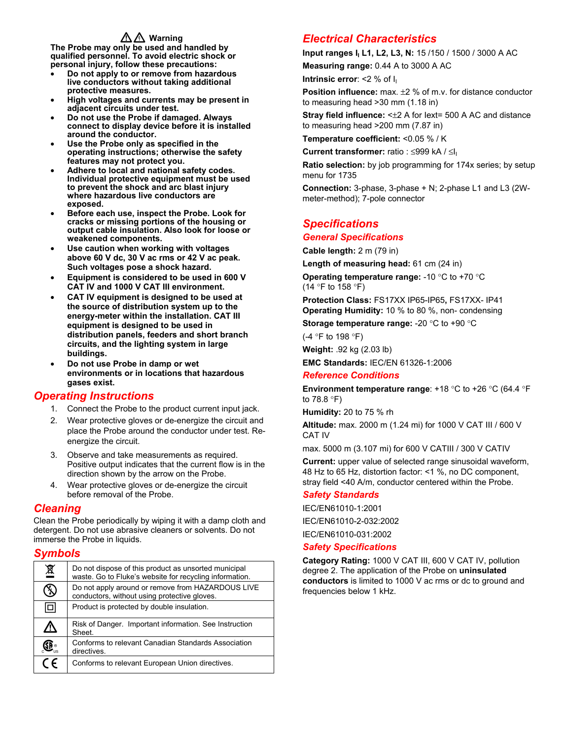**⚠⚠ Warning**

**The Probe may only be used and handled by qualified personnel. To avoid electric shock or personal injury, follow these precautions:**

- **Do not apply to or remove from hazardous live conductors without taking additional protective measures.**
- **High voltages and currents may be present in adjacent circuits under test.**
- **Do not use the Probe if damaged. Always connect to display device before it is installed around the conductor.**
- **Use the Probe only as specified in the operating instructions; otherwise the safety features may not protect you.**
- **Adhere to local and national safety codes. Individual protective equipment must be used to prevent the shock and arc blast injury where hazardous live conductors are exposed.**
- **Before each use, inspect the Probe. Look for cracks or missing portions of the housing or output cable insulation. Also look for loose or weakened components.**
- **Use caution when working with voltages above 60 V dc, 30 V ac rms or 42 V ac peak. Such voltages pose a shock hazard.**
- **Equipment is considered to be used in 600 V CAT IV and 1000 V CAT III environment.**
- **CAT IV equipment is designed to be used at the source of distribution system up to the energy-meter within the installation. CAT III equipment is designed to be used in distribution panels, feeders and short branch circuits, and the lighting system in large buildings.**
- **Do not use Probe in damp or wet environments or in locations that hazardous gases exist.**

## Operating Instructions

1. Connect the Probe to the product current input jack.
2. Wear protective gloves or de-energize the circuit and place the Probe around the conductor under test. Re-energize the circuit.
3. Observe and take measurements as required. Positive output indicates that the current flow is in the direction shown by the arrow on the Probe.
4. Wear protective gloves or de-energize the circuit before removal of the Probe.

## Cleaning

Clean the Probe periodically by wiping it with a damp cloth and detergent. Do not use abrasive cleaners or solvents. Do not immerse the Probe in liquids.

## Symbols

| Symbol | Description |
| --- | --- |
| (crossed-out wheeled bin) | Do not dispose of this product as unsorted municipal waste. Go to Fluke's website for recycling information. |
| (no hazardous live symbol) | Do not apply around or remove from HAZARDOUS LIVE conductors, without using protective gloves. |
| ⧈ | Product is protected by double insulation. |
| ⚠ | Risk of Danger. Important information. See Instruction Sheet. |
| CSA | Conforms to relevant Canadian Standards Association directives. |
| CE | Conforms to relevant European Union directives. |

## Electrical Characteristics

**Input ranges $I_I$ L1, L2, L3, N:** 15 /150 / 1500 / 3000 A AC

**Measuring range:** 0.44 A to 3000 A AC

**Intrinsic error**: <2 % of $I_I$

**Position influence:** max. ±2 % of m.v. for distance conductor to measuring head >30 mm (1.18 in)

**Stray field influence:** <±2 A for Iext= 500 A AC and distance to measuring head >200 mm (7.87 in)

**Temperature coefficient:** <0.05 % / K

**Current transformer:** ratio : ≤999 kA / ≤$I_I$

**Ratio selection:** by job programming for 174x series; by setup menu for 1735

**Connection:** 3-phase, 3-phase + N; 2-phase L1 and L3 (2W-meter-method); 7-pole connector

## Specifications

### General Specifications

**Cable length:** 2 m (79 in)

**Length of measuring head:** 61 cm (24 in)

**Operating temperature range:** -10 °C to +70 °C (14 °F to 158 °F)

**Protection Class:** FS17XX IP65-IP65, FS17XX- IP41

**Operating Humidity:** 10 % to 80 %, non- condensing

**Storage temperature range:** -20 °C to +90 °C

(-4 °F to 198 °F)

**Weight:** .92 kg (2.03 lb)

**EMC Standards:** IEC/EN 61326-1:2006

### Reference Conditions

**Environment temperature range**: +18 °C to +26 °C (64.4 °F to 78.8 °F)

**Humidity:** 20 to 75 % rh

**Altitude:** max. 2000 m (1.24 mi) for 1000 V CAT III / 600 V CAT IV

max. 5000 m (3.107 mi) for 600 V CATIII / 300 V CATIV

**Current:** upper value of selected range sinusoidal waveform, 48 Hz to 65 Hz, distortion factor: <1 %, no DC component, stray field <40 A/m, conductor centered within the Probe.

### Safety Standards

IEC/EN61010-1:2001

IEC/EN61010-2-032:2002

IEC/EN61010-031:2002

### Safety Specifications

**Category Rating:** 1000 V CAT III, 600 V CAT IV, pollution degree 2. The application of the Probe on **uninsulated conductors** is limited to 1000 V ac rms or dc to ground and frequencies below 1 kHz.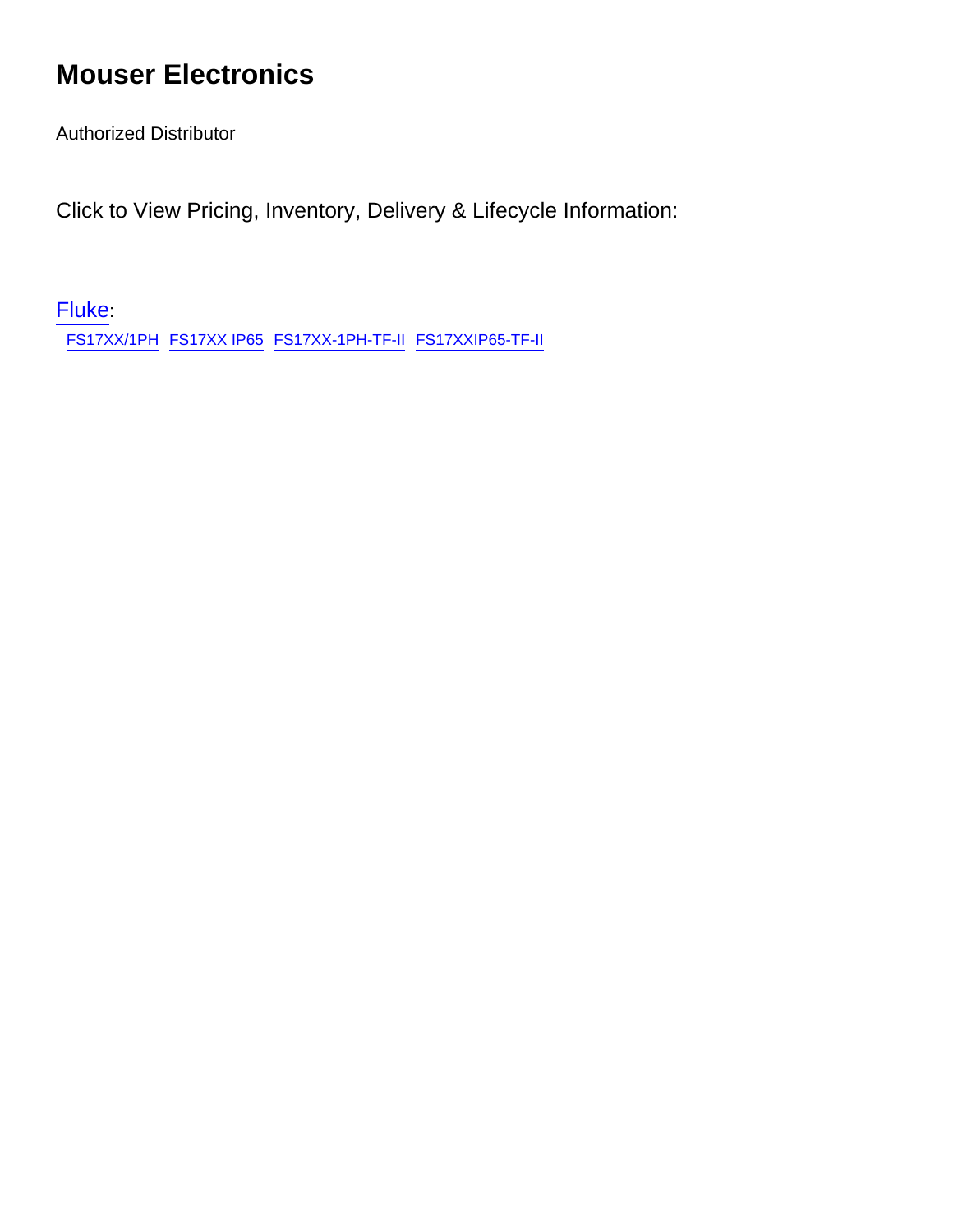# Mouser Electronics

Authorized Distributor

Click to View Pricing, Inventory, Delivery & Lifecycle Information:

Fluke:

FS17XX/1PH  FS17XX IP65  FS17XX-1PH-TF-II  FS17XXIP65-TF-II